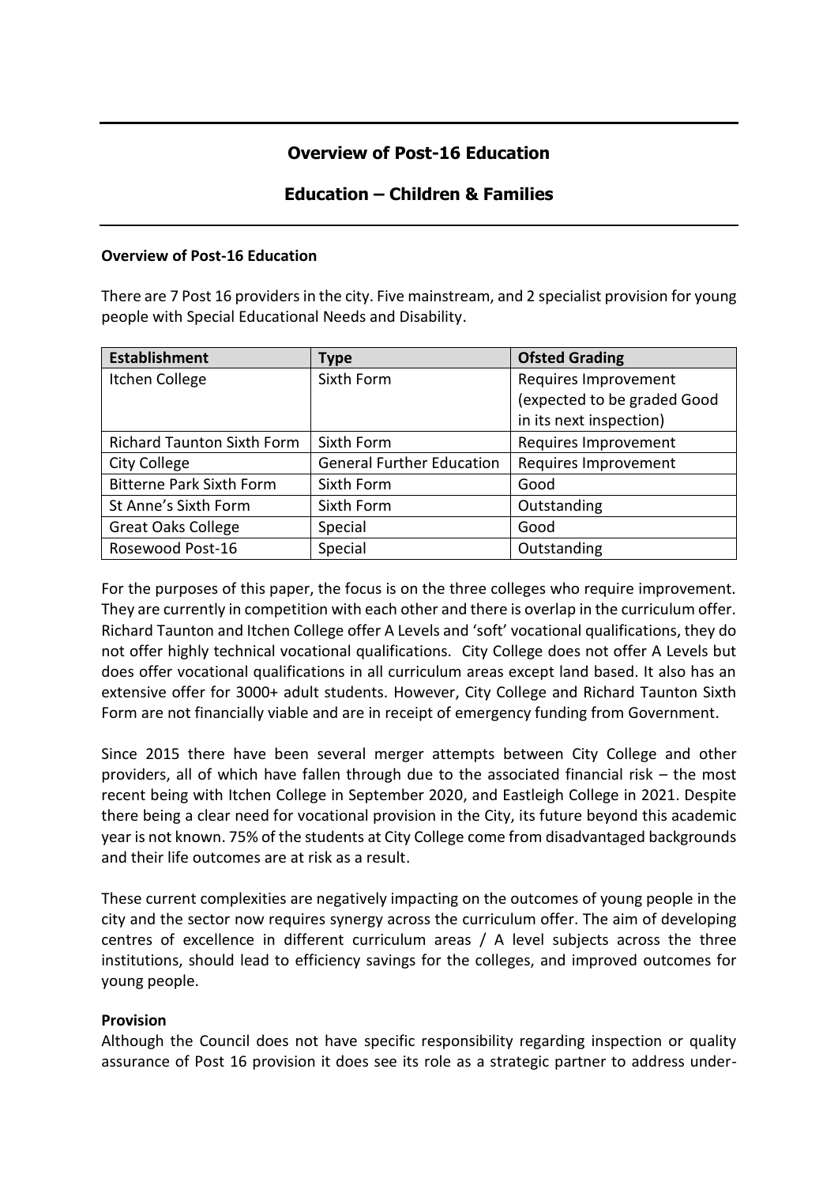# Overview of Post-16 Education

## Education – Children & Families

### Overview of Post-16 Education

There are 7 Post 16 providers in the city. Five mainstream, and 2 specialist provision for young people with Special Educational Needs and Disability.

| Establishment | Type | Ofsted Grading |
|---|---|---|
| Itchen College | Sixth Form | Requires Improvement (expected to be graded Good in its next inspection) |
| Richard Taunton Sixth Form | Sixth Form | Requires Improvement |
| City College | General Further Education | Requires Improvement |
| Bitterne Park Sixth Form | Sixth Form | Good |
| St Anne's Sixth Form | Sixth Form | Outstanding |
| Great Oaks College | Special | Good |
| Rosewood Post-16 | Special | Outstanding |

For the purposes of this paper, the focus is on the three colleges who require improvement. They are currently in competition with each other and there is overlap in the curriculum offer. Richard Taunton and Itchen College offer A Levels and 'soft' vocational qualifications, they do not offer highly technical vocational qualifications. City College does not offer A Levels but does offer vocational qualifications in all curriculum areas except land based. It also has an extensive offer for 3000+ adult students. However, City College and Richard Taunton Sixth Form are not financially viable and are in receipt of emergency funding from Government.

Since 2015 there have been several merger attempts between City College and other providers, all of which have fallen through due to the associated financial risk – the most recent being with Itchen College in September 2020, and Eastleigh College in 2021. Despite there being a clear need for vocational provision in the City, its future beyond this academic year is not known. 75% of the students at City College come from disadvantaged backgrounds and their life outcomes are at risk as a result.

These current complexities are negatively impacting on the outcomes of young people in the city and the sector now requires synergy across the curriculum offer. The aim of developing centres of excellence in different curriculum areas / A level subjects across the three institutions, should lead to efficiency savings for the colleges, and improved outcomes for young people.

**Provision**

Although the Council does not have specific responsibility regarding inspection or quality assurance of Post 16 provision it does see its role as a strategic partner to address under-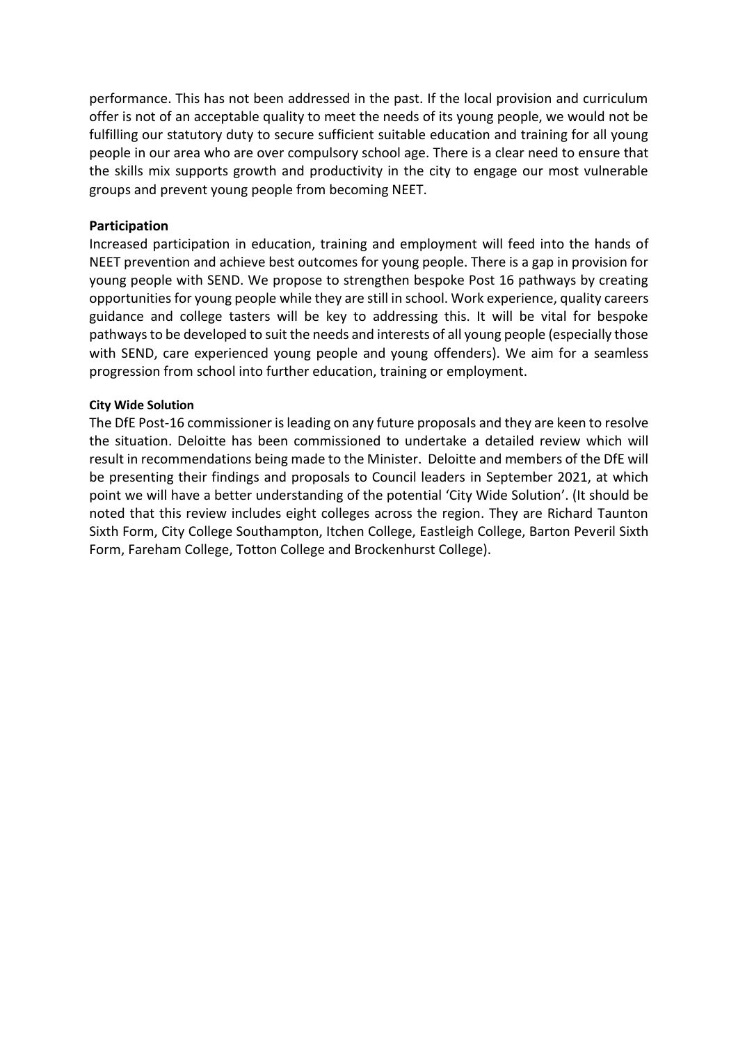performance. This has not been addressed in the past. If the local provision and curriculum offer is not of an acceptable quality to meet the needs of its young people, we would not be fulfilling our statutory duty to secure sufficient suitable education and training for all young people in our area who are over compulsory school age. There is a clear need to ensure that the skills mix supports growth and productivity in the city to engage our most vulnerable groups and prevent young people from becoming NEET.

**Participation**

Increased participation in education, training and employment will feed into the hands of NEET prevention and achieve best outcomes for young people. There is a gap in provision for young people with SEND. We propose to strengthen bespoke Post 16 pathways by creating opportunities for young people while they are still in school. Work experience, quality careers guidance and college tasters will be key to addressing this. It will be vital for bespoke pathways to be developed to suit the needs and interests of all young people (especially those with SEND, care experienced young people and young offenders). We aim for a seamless progression from school into further education, training or employment.

**City Wide Solution**

The DfE Post-16 commissioner is leading on any future proposals and they are keen to resolve the situation. Deloitte has been commissioned to undertake a detailed review which will result in recommendations being made to the Minister. Deloitte and members of the DfE will be presenting their findings and proposals to Council leaders in September 2021, at which point we will have a better understanding of the potential 'City Wide Solution'. (It should be noted that this review includes eight colleges across the region. They are Richard Taunton Sixth Form, City College Southampton, Itchen College, Eastleigh College, Barton Peveril Sixth Form, Fareham College, Totton College and Brockenhurst College).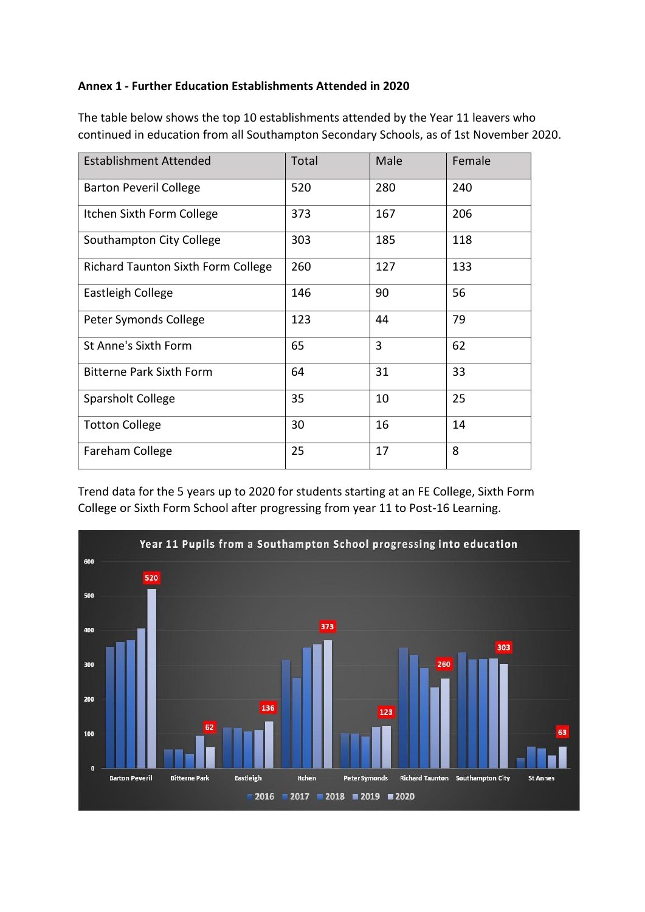**Annex 1 - Further Education Establishments Attended in 2020**

The table below shows the top 10 establishments attended by the Year 11 leavers who continued in education from all Southampton Secondary Schools, as of 1st November 2020.

| Establishment Attended | Total | Male | Female |
|---|---|---|---|
| Barton Peveril College | 520 | 280 | 240 |
| Itchen Sixth Form College | 373 | 167 | 206 |
| Southampton City College | 303 | 185 | 118 |
| Richard Taunton Sixth Form College | 260 | 127 | 133 |
| Eastleigh College | 146 | 90 | 56 |
| Peter Symonds College | 123 | 44 | 79 |
| St Anne's Sixth Form | 65 | 3 | 62 |
| Bitterne Park Sixth Form | 64 | 31 | 33 |
| Sparsholt College | 35 | 10 | 25 |
| Totton College | 30 | 16 | 14 |
| Fareham College | 25 | 17 | 8 |

Trend data for the 5 years up to 2020 for students starting at an FE College, Sixth Form College or Sixth Form School after progressing from year 11 to Post-16 Learning.

Year 11 Pupils from a Southampton School progressing into education

600
500
400
300
200
100
0

520
62
136
373
123
260
303
63

Barton Peveril
Bitterne Park
Eastleigh
Itchen
Peter Symonds
Richard Taunton
Southampton City
St Annes

2016 2017 2018 2019 2020